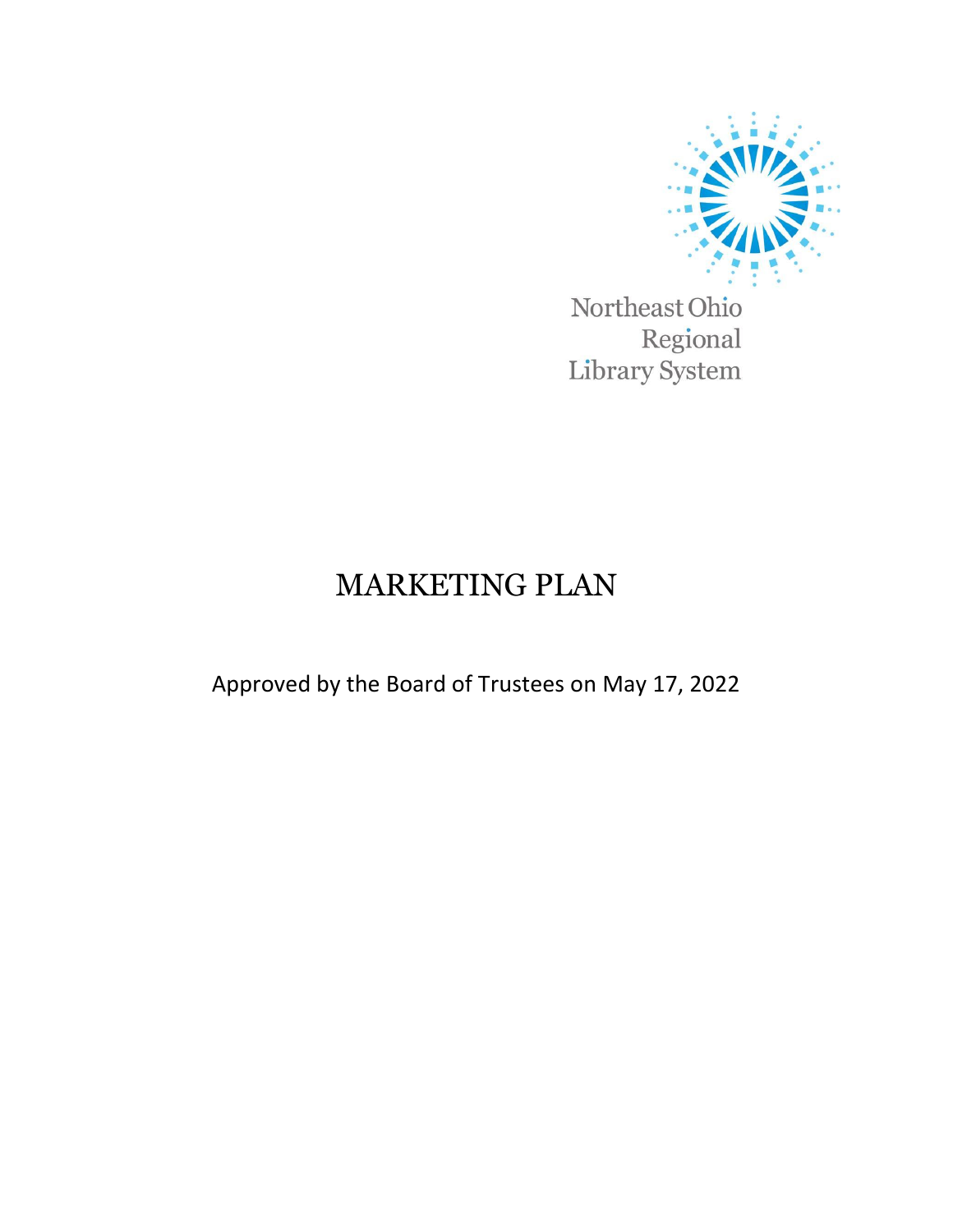Northeast Ohio Regional Library System

# MARKETING PLAN

Approved by the Board of Trustees on May 17, 2022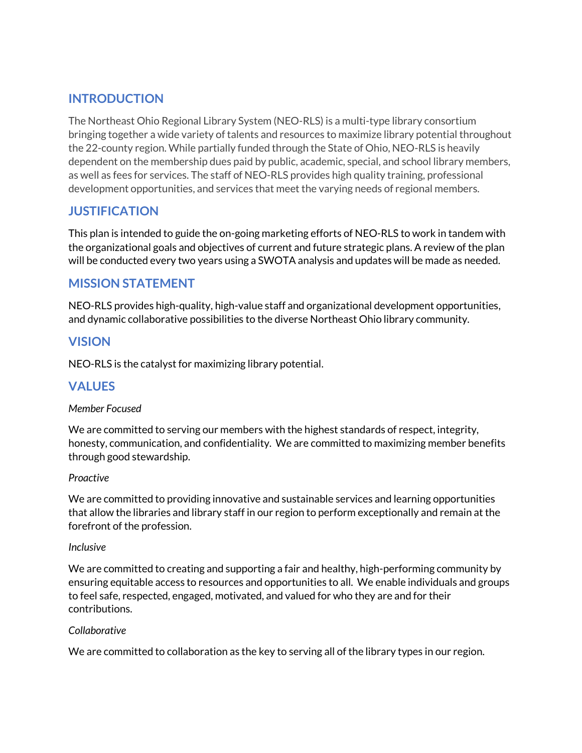## INTRODUCTION

The Northeast Ohio Regional Library System (NEO-RLS) is a multi-type library consortium bringing together a wide variety of talents and resources to maximize library potential throughout the 22-county region. While partially funded through the State of Ohio, NEO-RLS is heavily dependent on the membership dues paid by public, academic, special, and school library members, as well as fees for services. The staff of NEO-RLS provides high quality training, professional development opportunities, and services that meet the varying needs of regional members.

## JUSTIFICATION

This plan is intended to guide the on-going marketing efforts of NEO-RLS to work in tandem with the organizational goals and objectives of current and future strategic plans. A review of the plan will be conducted every two years using a SWOTA analysis and updates will be made as needed.

## MISSION STATEMENT

NEO-RLS provides high-quality, high-value staff and organizational development opportunities, and dynamic collaborative possibilities to the diverse Northeast Ohio library community.

## VISION

NEO-RLS is the catalyst for maximizing library potential.

## VALUES

*Member Focused*

We are committed to serving our members with the highest standards of respect, integrity, honesty, communication, and confidentiality. We are committed to maximizing member benefits through good stewardship.

*Proactive*

We are committed to providing innovative and sustainable services and learning opportunities that allow the libraries and library staff in our region to perform exceptionally and remain at the forefront of the profession.

*Inclusive*

We are committed to creating and supporting a fair and healthy, high-performing community by ensuring equitable access to resources and opportunities to all. We enable individuals and groups to feel safe, respected, engaged, motivated, and valued for who they are and for their contributions.

*Collaborative*

We are committed to collaboration as the key to serving all of the library types in our region.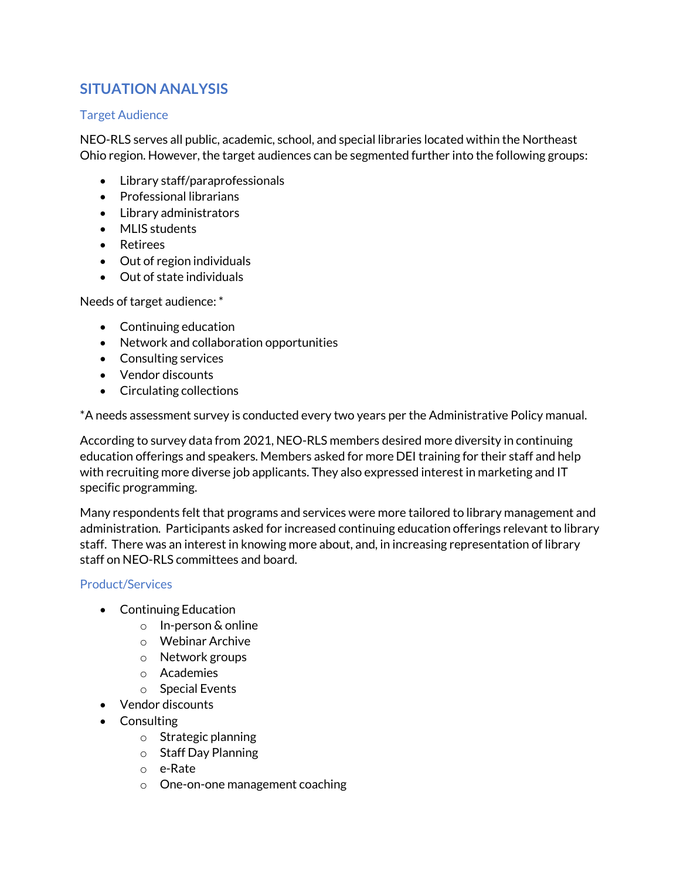## SITUATION ANALYSIS

### Target Audience

NEO-RLS serves all public, academic, school, and special libraries located within the Northeast Ohio region. However, the target audiences can be segmented further into the following groups:

- Library staff/paraprofessionals
- Professional librarians
- Library administrators
- MLIS students
- Retirees
- Out of region individuals
- Out of state individuals

Needs of target audience: *

- Continuing education
- Network and collaboration opportunities
- Consulting services
- Vendor discounts
- Circulating collections

*A needs assessment survey is conducted every two years per the Administrative Policy manual.

According to survey data from 2021, NEO-RLS members desired more diversity in continuing education offerings and speakers. Members asked for more DEI training for their staff and help with recruiting more diverse job applicants. They also expressed interest in marketing and IT specific programming.

Many respondents felt that programs and services were more tailored to library management and administration. Participants asked for increased continuing education offerings relevant to library staff. There was an interest in knowing more about, and, in increasing representation of library staff on NEO-RLS committees and board.

### Product/Services

- Continuing Education
  - In-person & online
  - Webinar Archive
  - Network groups
  - Academies
  - Special Events
- Vendor discounts
- Consulting
  - Strategic planning
  - Staff Day Planning
  - e-Rate
  - One-on-one management coaching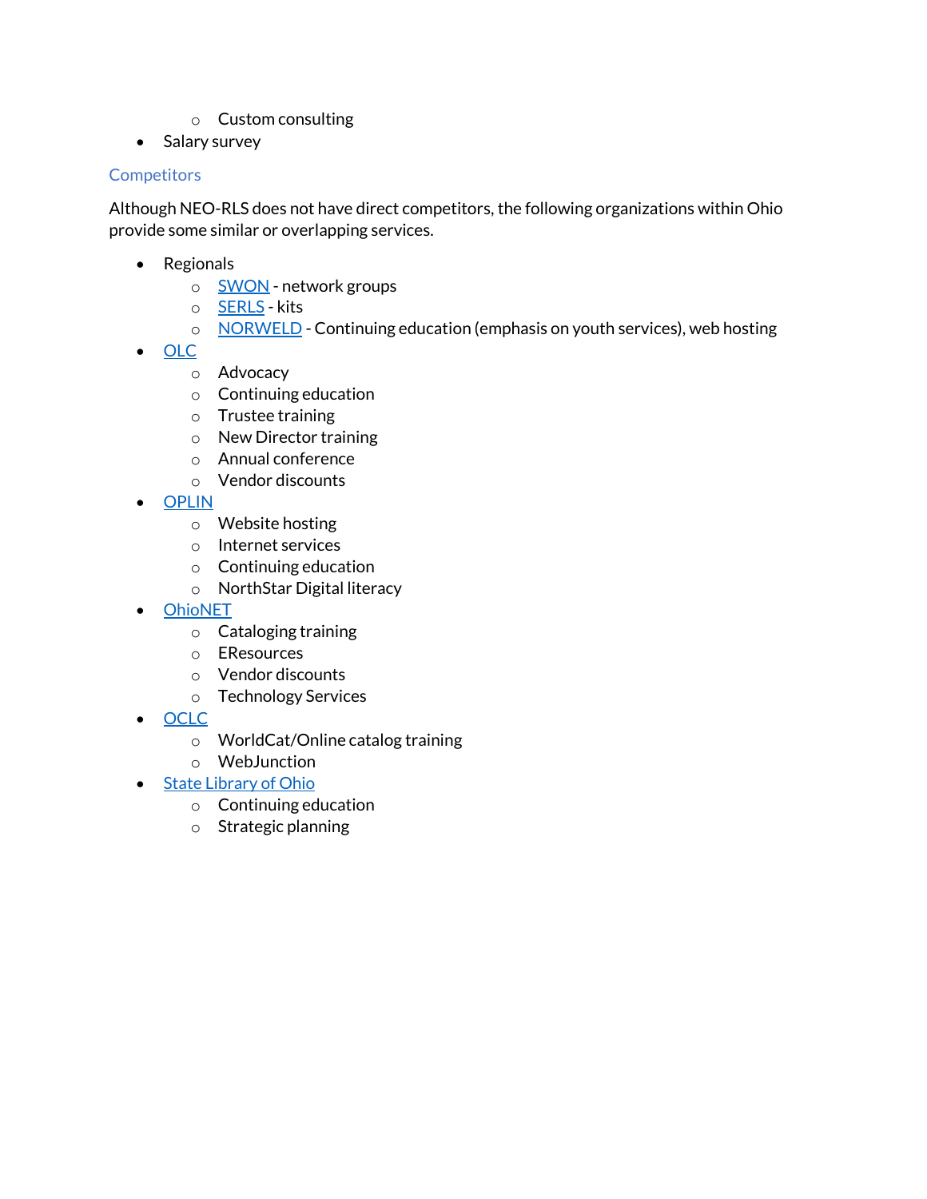- Custom consulting
- Salary survey

## Competitors

Although NEO-RLS does not have direct competitors, the following organizations within Ohio provide some similar or overlapping services.

- Regionals
  - SWON - network groups
  - SERLS - kits
  - NORWELD - Continuing education (emphasis on youth services), web hosting
- OLC
  - Advocacy
  - Continuing education
  - Trustee training
  - New Director training
  - Annual conference
  - Vendor discounts
- OPLIN
  - Website hosting
  - Internet services
  - Continuing education
  - NorthStar Digital literacy
- OhioNET
  - Cataloging training
  - EResources
  - Vendor discounts
  - Technology Services
- OCLC
  - WorldCat/Online catalog training
  - WebJunction
- State Library of Ohio
  - Continuing education
  - Strategic planning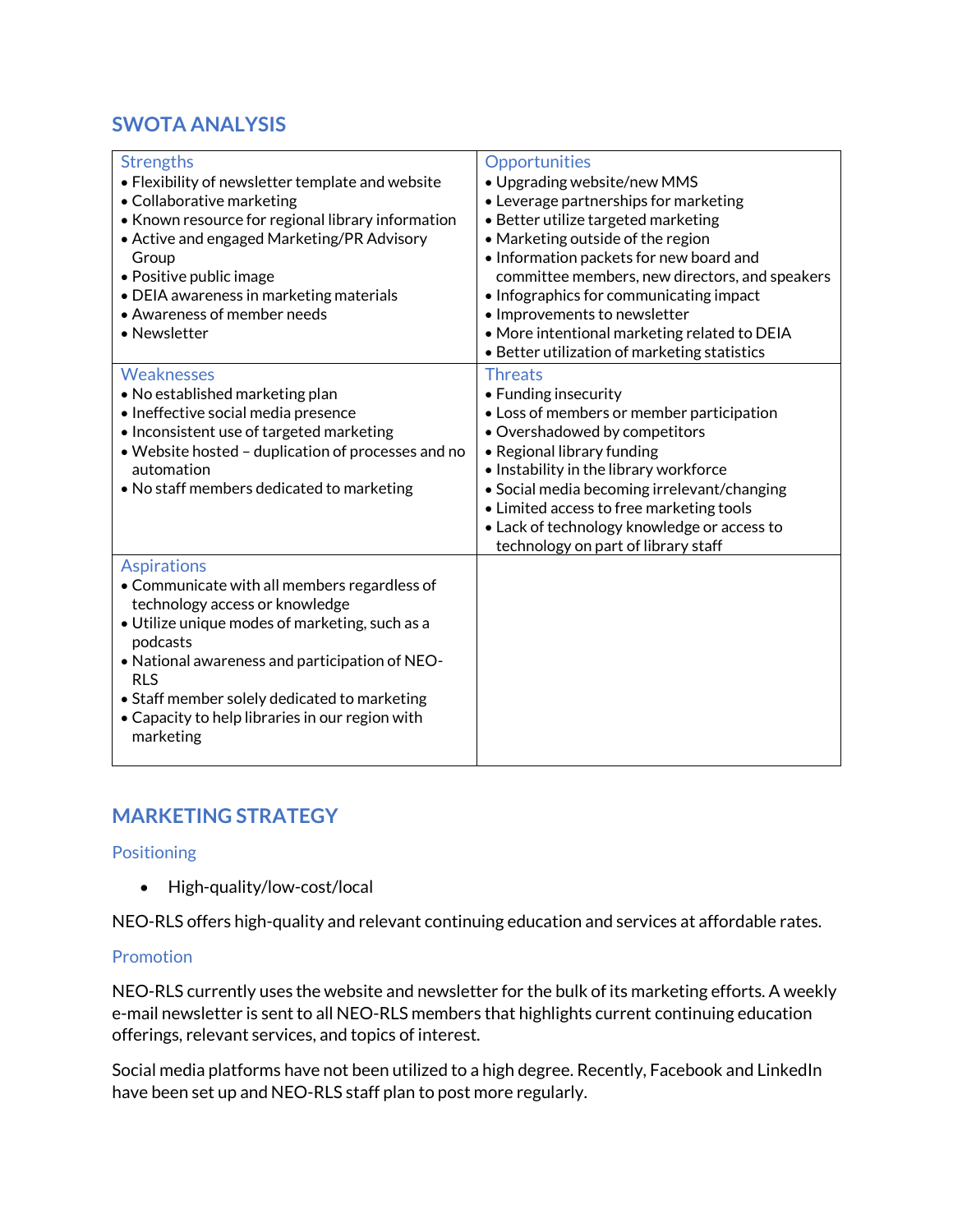## SWOTA ANALYSIS

| Strengths | Opportunities |
|---|---|
| • Flexibility of newsletter template and website<br>• Collaborative marketing<br>• Known resource for regional library information<br>• Active and engaged Marketing/PR Advisory Group<br>• Positive public image<br>• DEIA awareness in marketing materials<br>• Awareness of member needs<br>• Newsletter | • Upgrading website/new MMS<br>• Leverage partnerships for marketing<br>• Better utilize targeted marketing<br>• Marketing outside of the region<br>• Information packets for new board and committee members, new directors, and speakers<br>• Infographics for communicating impact<br>• Improvements to newsletter<br>• More intentional marketing related to DEIA<br>• Better utilization of marketing statistics |
| **Weaknesses** | **Threats** |
| • No established marketing plan<br>• Ineffective social media presence<br>• Inconsistent use of targeted marketing<br>• Website hosted – duplication of processes and no automation<br>• No staff members dedicated to marketing | • Funding insecurity<br>• Loss of members or member participation<br>• Overshadowed by competitors<br>• Regional library funding<br>• Instability in the library workforce<br>• Social media becoming irrelevant/changing<br>• Limited access to free marketing tools<br>• Lack of technology knowledge or access to technology on part of library staff |
| **Aspirations** | |
| • Communicate with all members regardless of technology access or knowledge<br>• Utilize unique modes of marketing, such as a podcasts<br>• National awareness and participation of NEO-RLS<br>• Staff member solely dedicated to marketing<br>• Capacity to help libraries in our region with marketing | |

## MARKETING STRATEGY

### Positioning

- High-quality/low-cost/local

NEO-RLS offers high-quality and relevant continuing education and services at affordable rates.

### Promotion

NEO-RLS currently uses the website and newsletter for the bulk of its marketing efforts. A weekly e-mail newsletter is sent to all NEO-RLS members that highlights current continuing education offerings, relevant services, and topics of interest.

Social media platforms have not been utilized to a high degree. Recently, Facebook and LinkedIn have been set up and NEO-RLS staff plan to post more regularly.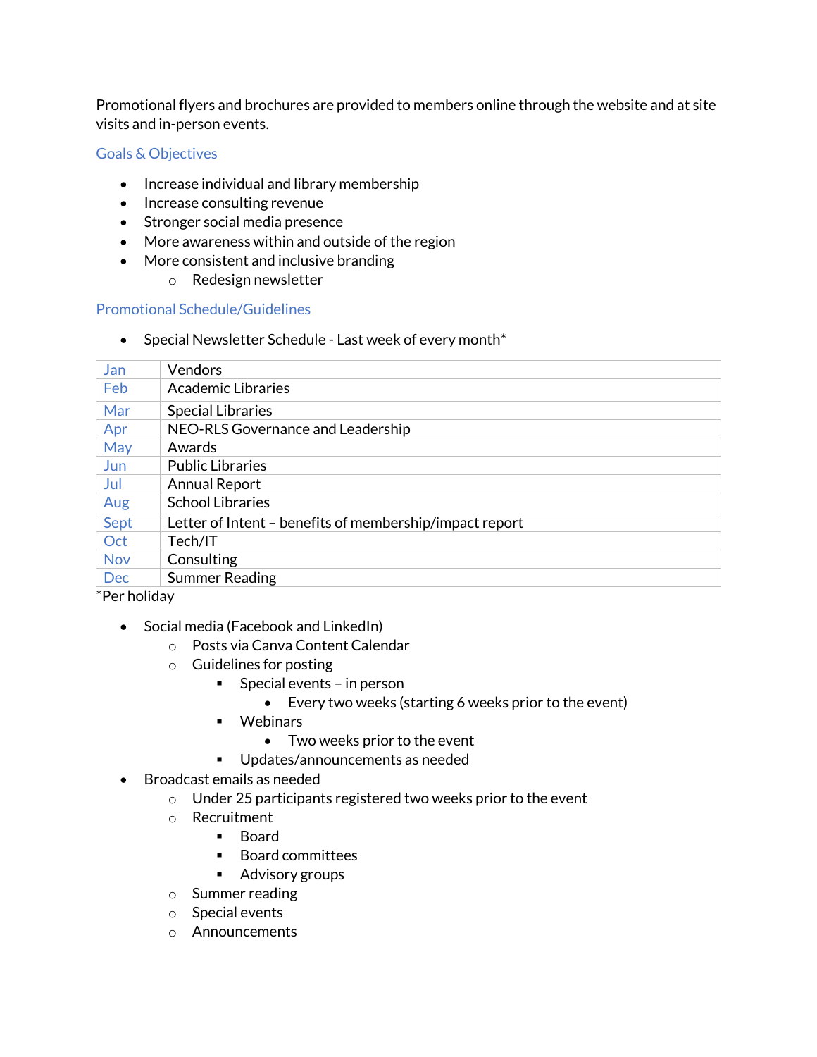Promotional flyers and brochures are provided to members online through the website and at site visits and in-person events.

## Goals & Objectives

- Increase individual and library membership
- Increase consulting revenue
- Stronger social media presence
- More awareness within and outside of the region
- More consistent and inclusive branding
  - Redesign newsletter

## Promotional Schedule/Guidelines

- Special Newsletter Schedule - Last week of every month*

| | |
|---|---|
| Jan | Vendors |
| Feb | Academic Libraries |
| Mar | Special Libraries |
| Apr | NEO-RLS Governance and Leadership |
| May | Awards |
| Jun | Public Libraries |
| Jul | Annual Report |
| Aug | School Libraries |
| Sept | Letter of Intent – benefits of membership/impact report |
| Oct | Tech/IT |
| Nov | Consulting |
| Dec | Summer Reading |

*Per holiday

- Social media (Facebook and LinkedIn)
  - Posts via Canva Content Calendar
  - Guidelines for posting
    - Special events – in person
      - Every two weeks (starting 6 weeks prior to the event)
    - Webinars
      - Two weeks prior to the event
    - Updates/announcements as needed
- Broadcast emails as needed
  - Under 25 participants registered two weeks prior to the event
  - Recruitment
    - Board
    - Board committees
    - Advisory groups
  - Summer reading
  - Special events
  - Announcements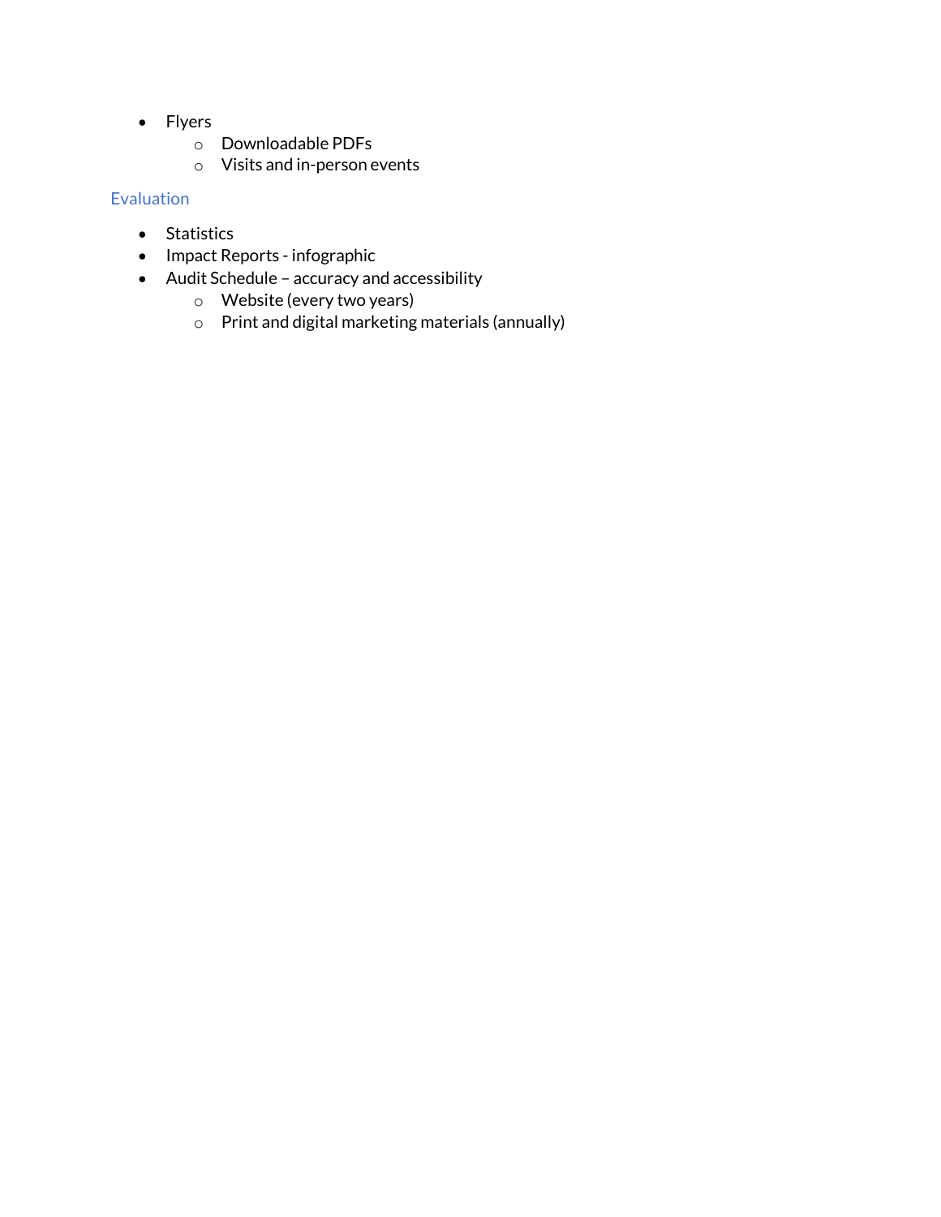- Flyers
  - Downloadable PDFs
  - Visits and in-person events

## Evaluation

- Statistics
- Impact Reports - infographic
- Audit Schedule – accuracy and accessibility
  - Website (every two years)
  - Print and digital marketing materials (annually)